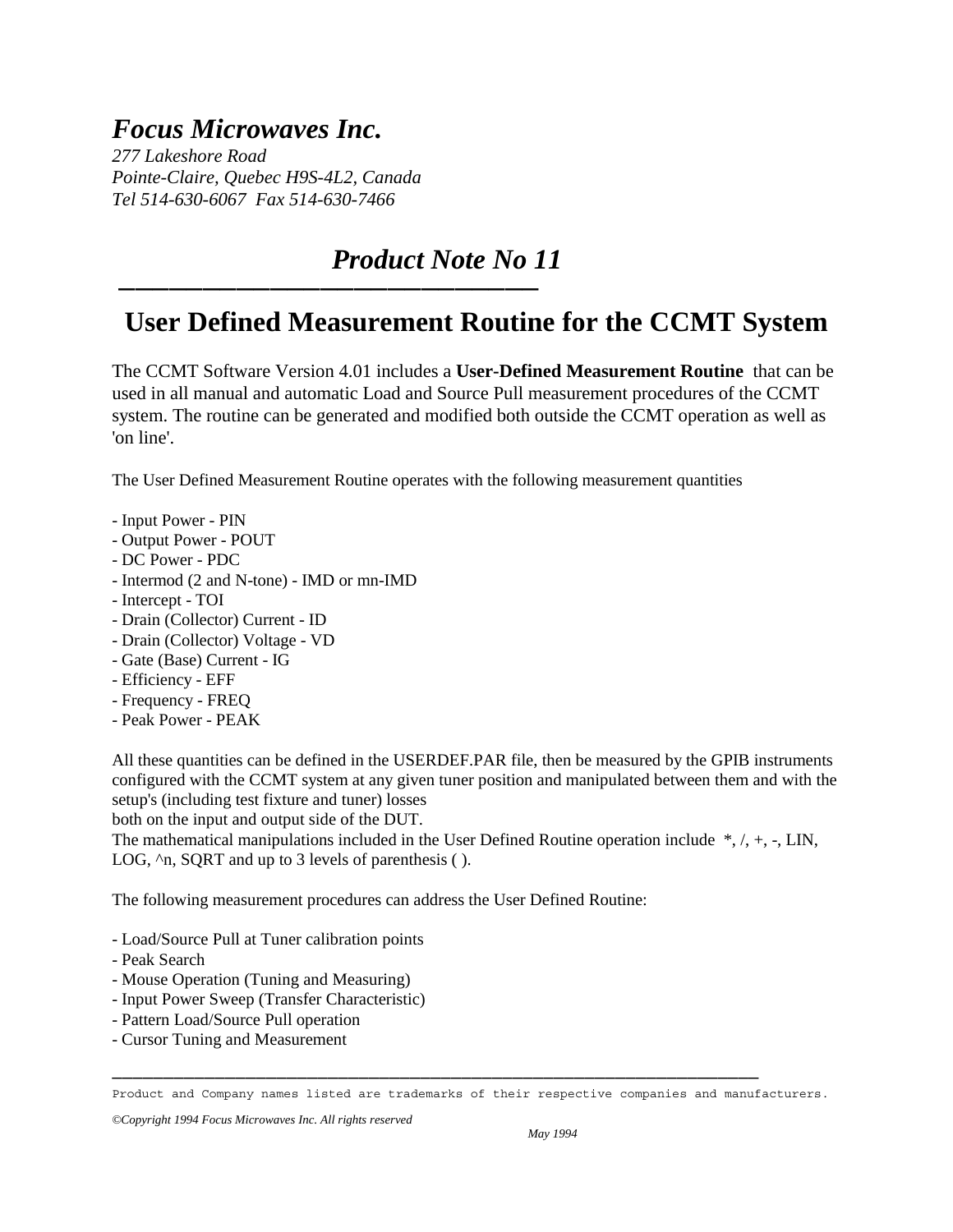*Focus Microwaves Inc.*

*277 Lakeshore Road*
*Pointe-Claire, Quebec H9S-4L2, Canada*
*Tel 514-630-6067  Fax 514-630-7466*

## *Product Note No 11*

# User Defined Measurement Routine for the CCMT System

The CCMT Software Version 4.01 includes a **User-Defined Measurement Routine** that can be used in all manual and automatic Load and Source Pull measurement procedures of the CCMT system. The routine can be generated and modified both outside the CCMT operation as well as 'on line'.

The User Defined Measurement Routine operates with the following measurement quantities

- Input Power - PIN
- Output Power - POUT
- DC Power - PDC
- Intermod (2 and N-tone) - IMD or mn-IMD
- Intercept - TOI
- Drain (Collector) Current - ID
- Drain (Collector) Voltage - VD
- Gate (Base) Current - IG
- Efficiency - EFF
- Frequency - FREQ
- Peak Power - PEAK

All these quantities can be defined in the USERDEF.PAR file, then be measured by the GPIB instruments configured with the CCMT system at any given tuner position and manipulated between them and with the setup's (including test fixture and tuner) losses
both on the input and output side of the DUT.
The mathematical manipulations included in the User Defined Routine operation include  *, /, +, -, LIN, LOG, ^n, SQRT and up to 3 levels of parenthesis ( ).

The following measurement procedures can address the User Defined Routine:

- Load/Source Pull at Tuner calibration points
- Peak Search
- Mouse Operation (Tuning and Measuring)
- Input Power Sweep (Transfer Characteristic)
- Pattern Load/Source Pull operation
- Cursor Tuning and Measurement

Product and Company names listed are trademarks of their respective companies and manufacturers.

*©Copyright 1994 Focus Microwaves Inc. All rights reserved*

*May 1994*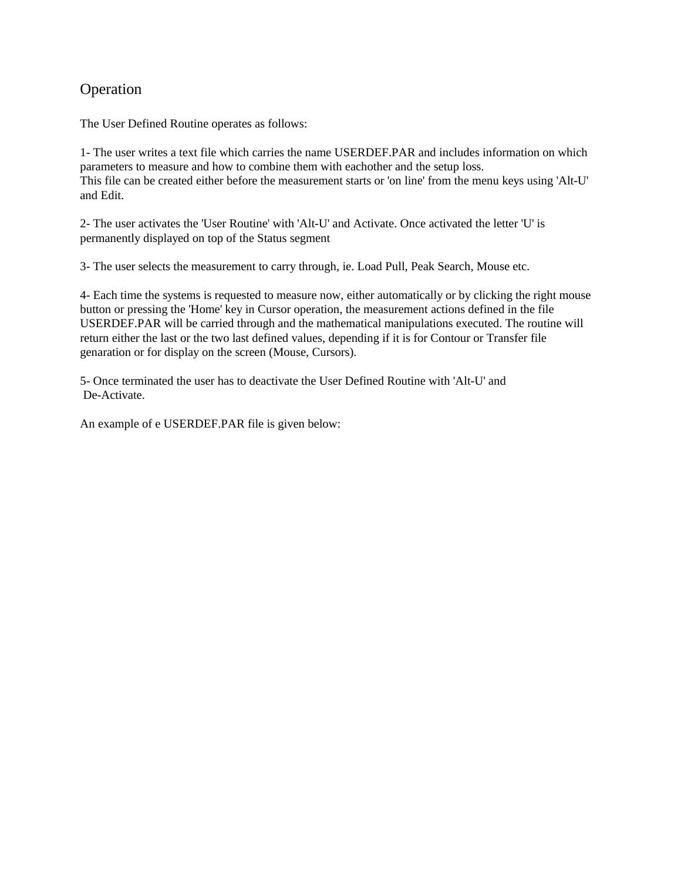# Operation

The User Defined Routine operates as follows:

1- The user writes a text file which carries the name USERDEF.PAR and includes information on which parameters to measure and how to combine them with eachother and the setup loss.
This file can be created either before the measurement starts or 'on line' from the menu keys using 'Alt-U' and Edit.

2- The user activates the 'User Routine' with 'Alt-U' and Activate. Once activated the letter 'U' is permanently displayed on top of the Status segment

3- The user selects the measurement to carry through, ie. Load Pull, Peak Search, Mouse etc.

4- Each time the systems is requested to measure now, either automatically or by clicking the right mouse button or pressing the 'Home' key in Cursor operation, the measurement actions defined in the file USERDEF.PAR will be carried through and the mathematical manipulations executed. The routine will return either the last or the two last defined values, depending if it is for Contour or Transfer file genaration or for display on the screen (Mouse, Cursors).

5- Once terminated the user has to deactivate the User Defined Routine with 'Alt-U' and De-Activate.

An example of e USERDEF.PAR file is given below: